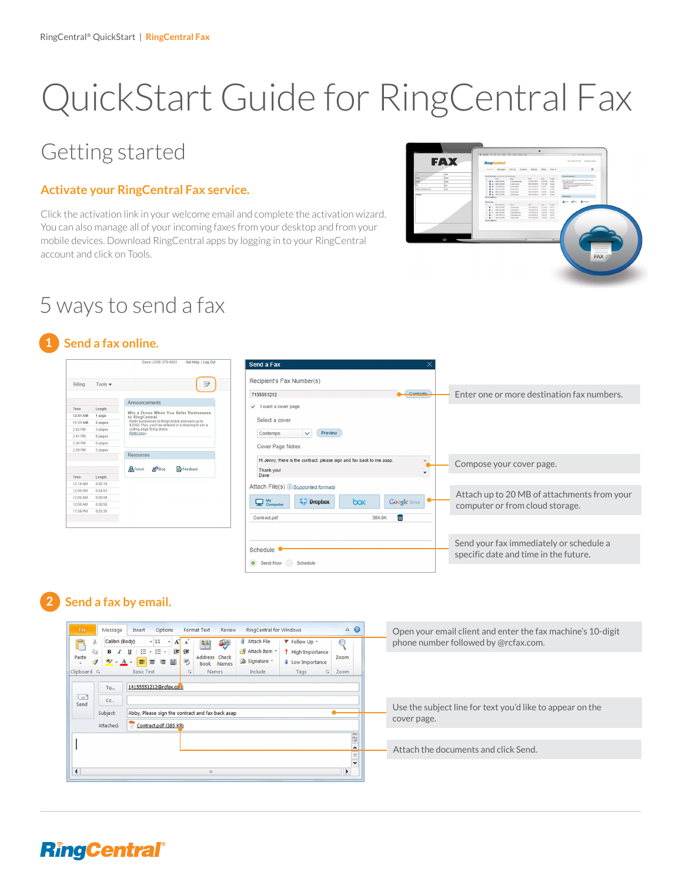# QuickStart Guide for RingCentral Fax

## Getting started

### Activate your RingCentral Fax service.

Click the activation link in your welcome email and complete the activation wizard. You can also manage all of your incoming faxes from your desktop and from your mobile devices. Download RingCentral apps by logging in to your RingCentral account and click on Tools.

## 5 ways to send a fax

### 1 Send a fax online.

Enter one or more destination fax numbers.

Compose your cover page.

Attach up to 20 MB of attachments from your computer or from cloud storage.

Send your fax immediately or schedule a specific date and time in the future.

### 2 Send a fax by email.

Open your email client and enter the fax machine's 10-digit phone number followed by @rcfax.com.

Use the subject line for text you'd like to appear on the cover page.

Attach the documents and click Send.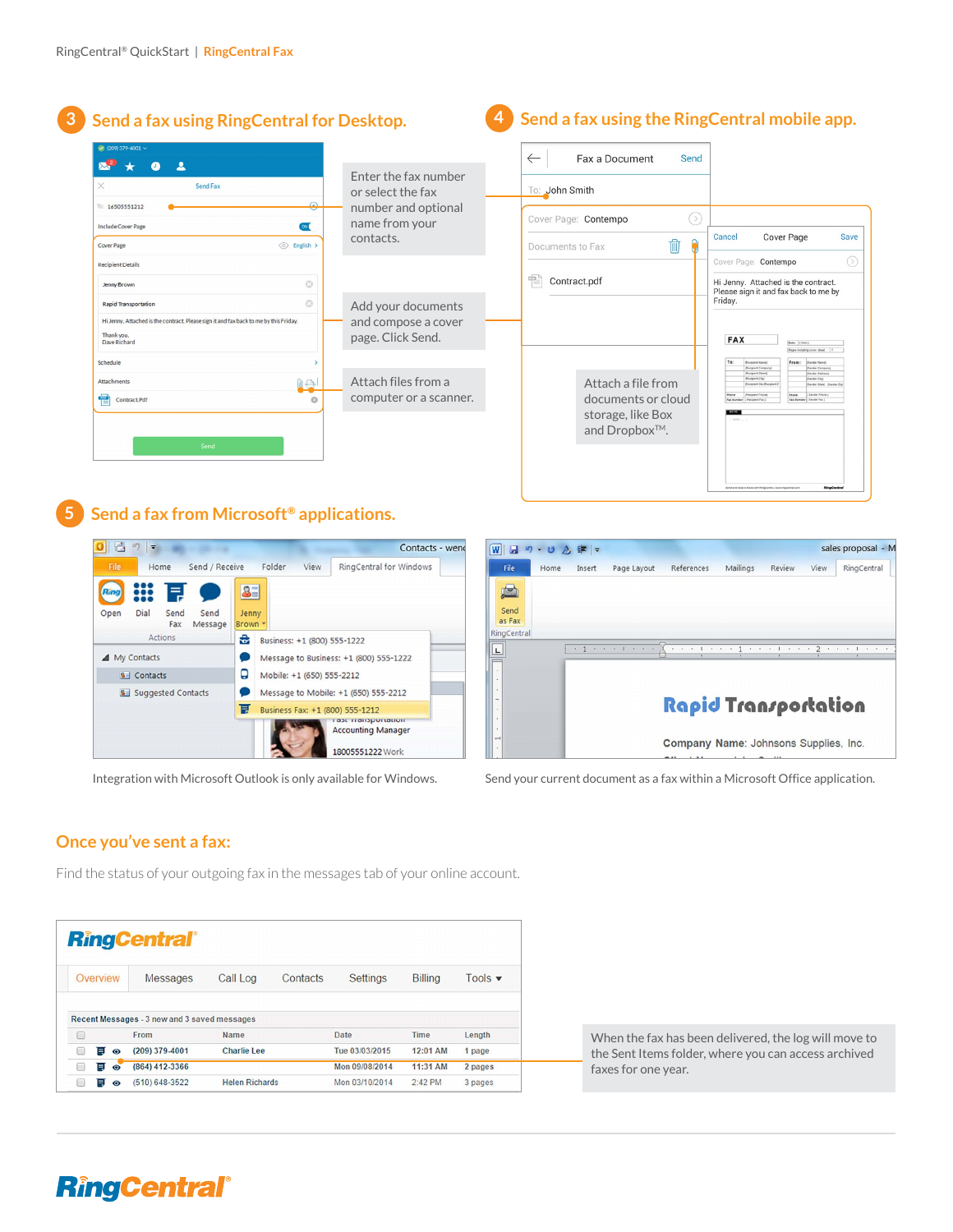## 3 Send a fax using RingCentral for Desktop.

Enter the fax number or select the fax number and optional name from your contacts.

Add your documents and compose a cover page. Click Send.

Attach files from a computer or a scanner.

## 4 Send a fax using the RingCentral mobile app.

Attach a file from documents or cloud storage, like Box and Dropbox™.

## 5 Send a fax from Microsoft® applications.

Integration with Microsoft Outlook is only available for Windows.

Send your current document as a fax within a Microsoft Office application.

## Once you've sent a fax:

Find the status of your outgoing fax in the messages tab of your online account.

When the fax has been delivered, the log will move to the Sent Items folder, where you can access archived faxes for one year.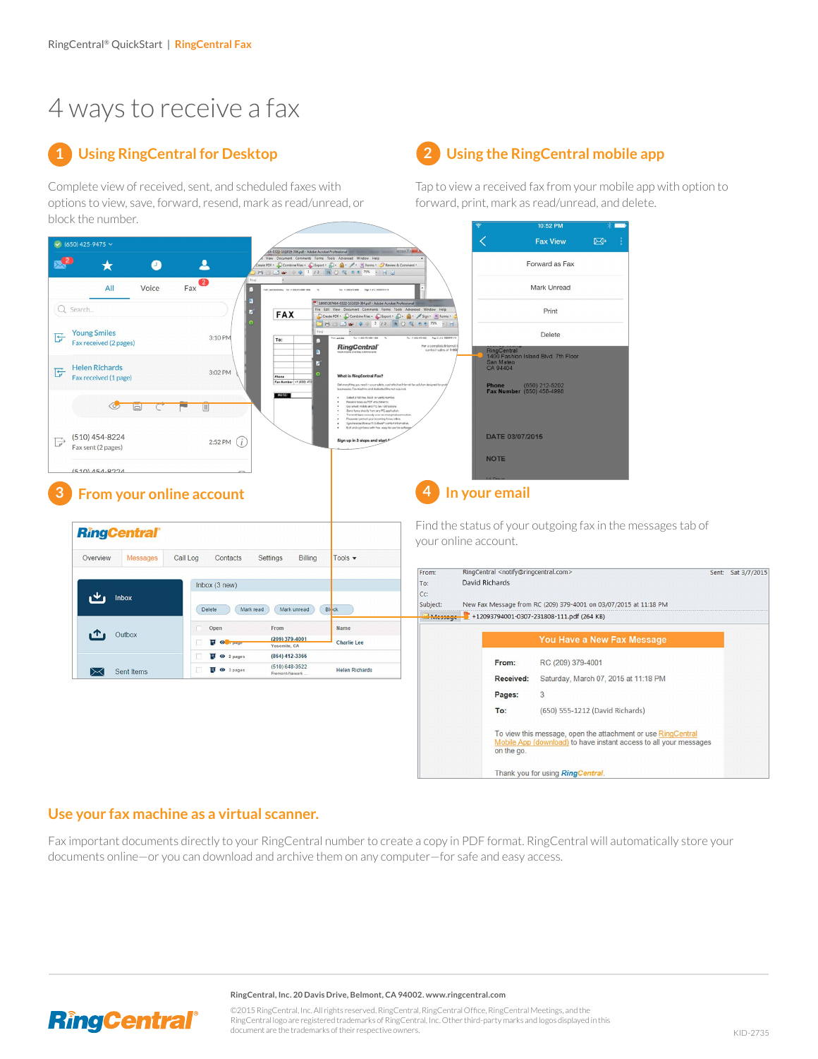# 4 ways to receive a fax

## 1 Using RingCentral for Desktop

Complete view of received, sent, and scheduled faxes with options to view, save, forward, resend, mark as read/unread, or block the number.

## 2 Using the RingCentral mobile app

Tap to view a received fax from your mobile app with option to forward, print, mark as read/unread, and delete.

## 3 From your online account

## 4 In your email

Find the status of your outgoing fax in the messages tab of your online account.

## Use your fax machine as a virtual scanner.

Fax important documents directly to your RingCentral number to create a copy in PDF format. RingCentral will automatically store your documents online—or you can download and archive them on any computer—for safe and easy access.

RingCentral, Inc. 20 Davis Drive, Belmont, CA 94002. www.ringcentral.com

©2015 RingCentral, Inc. All rights reserved. RingCentral, RingCentral Office, RingCentral Meetings, and the RingCentral logo are registered trademarks of RingCentral, Inc. Other third-party marks and logos displayed in this document are the trademarks of their respective owners.

KID-2735